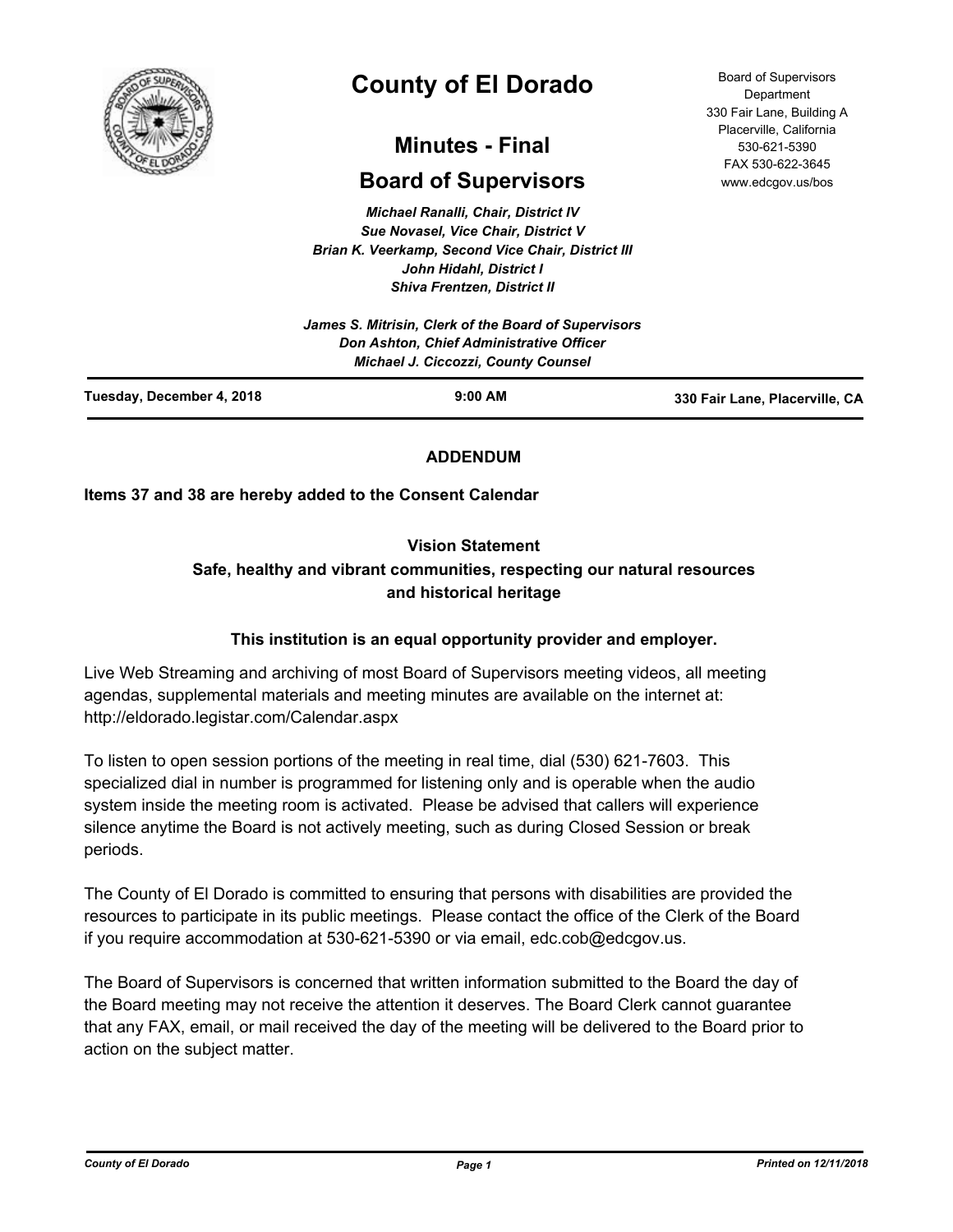# County of El Dorado

## Minutes - Final

## Board of Supervisors

Board of Supervisors Department
330 Fair Lane, Building A
Placerville, California
530-621-5390
FAX 530-622-3645
www.edcgov.us/bos

*Michael Ranalli, Chair, District IV*
*Sue Novasel, Vice Chair, District V*
*Brian K. Veerkamp, Second Vice Chair, District III*
*John Hidahl, District I*
*Shiva Frentzen, District II*

*James S. Mitrisin, Clerk of the Board of Supervisors*
*Don Ashton, Chief Administrative Officer*
*Michael J. Ciccozzi, County Counsel*

**Tuesday, December 4, 2018** | **9:00 AM** | **330 Fair Lane, Placerville, CA**

**ADDENDUM**

**Items 37 and 38 are hereby added to the Consent Calendar**

**Vision Statement**
**Safe, healthy and vibrant communities, respecting our natural resources and historical heritage**

**This institution is an equal opportunity provider and employer.**

Live Web Streaming and archiving of most Board of Supervisors meeting videos, all meeting agendas, supplemental materials and meeting minutes are available on the internet at: http://eldorado.legistar.com/Calendar.aspx

To listen to open session portions of the meeting in real time, dial (530) 621-7603. This specialized dial in number is programmed for listening only and is operable when the audio system inside the meeting room is activated. Please be advised that callers will experience silence anytime the Board is not actively meeting, such as during Closed Session or break periods.

The County of El Dorado is committed to ensuring that persons with disabilities are provided the resources to participate in its public meetings. Please contact the office of the Clerk of the Board if you require accommodation at 530-621-5390 or via email, edc.cob@edcgov.us.

The Board of Supervisors is concerned that written information submitted to the Board the day of the Board meeting may not receive the attention it deserves. The Board Clerk cannot guarantee that any FAX, email, or mail received the day of the meeting will be delivered to the Board prior to action on the subject matter.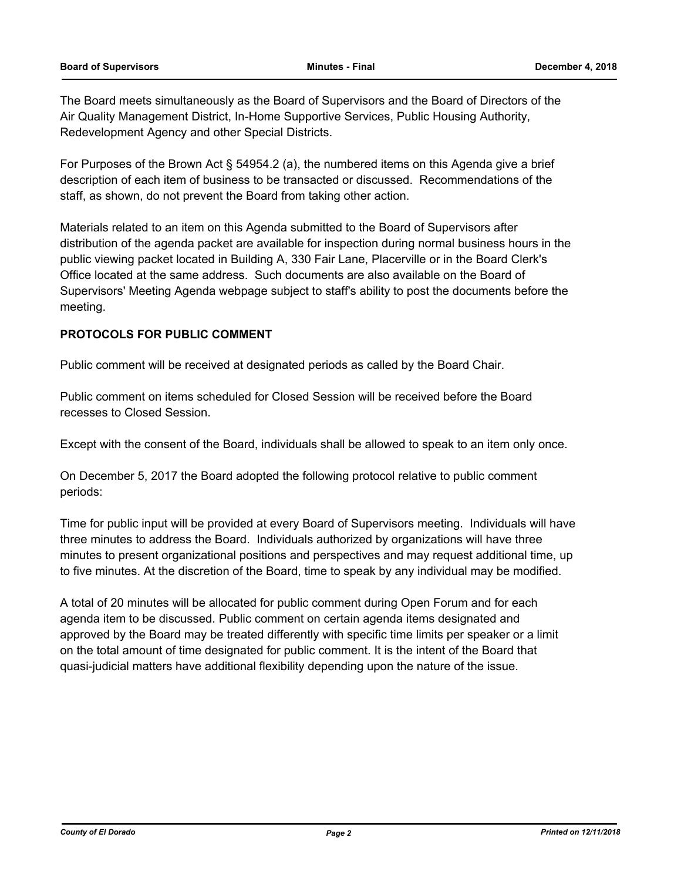The Board meets simultaneously as the Board of Supervisors and the Board of Directors of the Air Quality Management District, In-Home Supportive Services, Public Housing Authority, Redevelopment Agency and other Special Districts.

For Purposes of the Brown Act § 54954.2 (a), the numbered items on this Agenda give a brief description of each item of business to be transacted or discussed. Recommendations of the staff, as shown, do not prevent the Board from taking other action.

Materials related to an item on this Agenda submitted to the Board of Supervisors after distribution of the agenda packet are available for inspection during normal business hours in the public viewing packet located in Building A, 330 Fair Lane, Placerville or in the Board Clerk's Office located at the same address. Such documents are also available on the Board of Supervisors' Meeting Agenda webpage subject to staff's ability to post the documents before the meeting.

**PROTOCOLS FOR PUBLIC COMMENT**

Public comment will be received at designated periods as called by the Board Chair.

Public comment on items scheduled for Closed Session will be received before the Board recesses to Closed Session.

Except with the consent of the Board, individuals shall be allowed to speak to an item only once.

On December 5, 2017 the Board adopted the following protocol relative to public comment periods:

Time for public input will be provided at every Board of Supervisors meeting. Individuals will have three minutes to address the Board. Individuals authorized by organizations will have three minutes to present organizational positions and perspectives and may request additional time, up to five minutes. At the discretion of the Board, time to speak by any individual may be modified.

A total of 20 minutes will be allocated for public comment during Open Forum and for each agenda item to be discussed. Public comment on certain agenda items designated and approved by the Board may be treated differently with specific time limits per speaker or a limit on the total amount of time designated for public comment. It is the intent of the Board that quasi-judicial matters have additional flexibility depending upon the nature of the issue.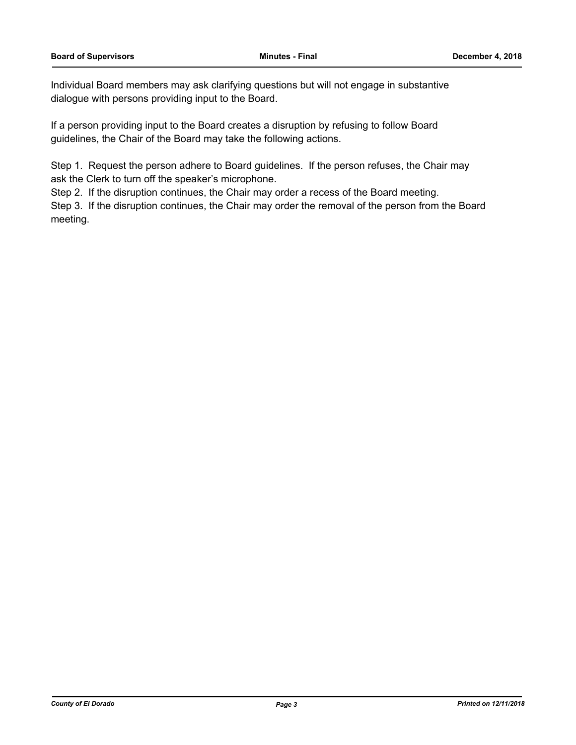Individual Board members may ask clarifying questions but will not engage in substantive dialogue with persons providing input to the Board.

If a person providing input to the Board creates a disruption by refusing to follow Board guidelines, the Chair of the Board may take the following actions.

Step 1. Request the person adhere to Board guidelines. If the person refuses, the Chair may ask the Clerk to turn off the speaker's microphone.
Step 2. If the disruption continues, the Chair may order a recess of the Board meeting.
Step 3. If the disruption continues, the Chair may order the removal of the person from the Board meeting.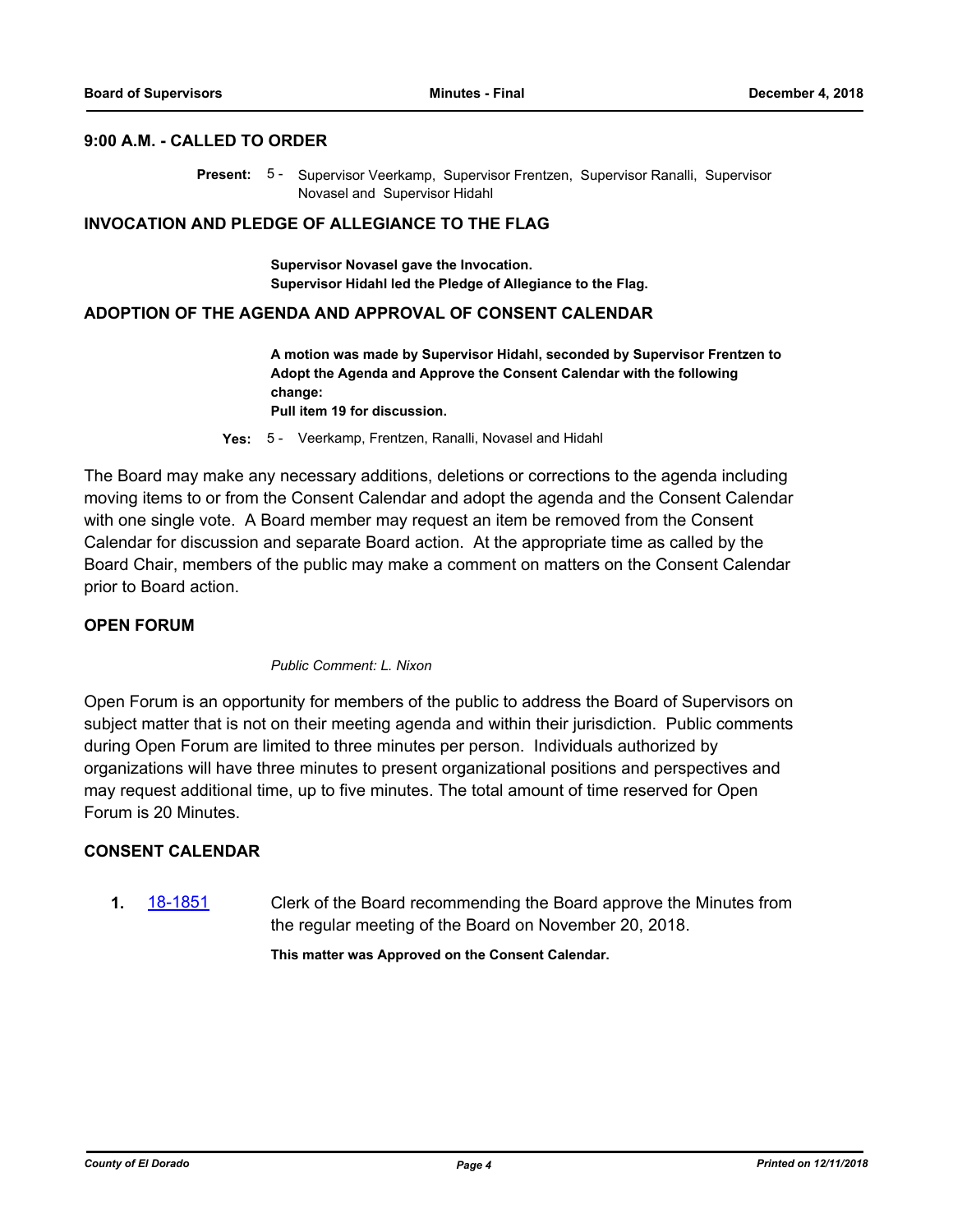### 9:00 A.M. - CALLED TO ORDER

**Present:** 5 - Supervisor Veerkamp, Supervisor Frentzen, Supervisor Ranalli, Supervisor Novasel and Supervisor Hidahl

### INVOCATION AND PLEDGE OF ALLEGIANCE TO THE FLAG

**Supervisor Novasel gave the Invocation.**
**Supervisor Hidahl led the Pledge of Allegiance to the Flag.**

### ADOPTION OF THE AGENDA AND APPROVAL OF CONSENT CALENDAR

**A motion was made by Supervisor Hidahl, seconded by Supervisor Frentzen to Adopt the Agenda and Approve the Consent Calendar with the following change:**
**Pull item 19 for discussion.**

**Yes:** 5 - Veerkamp, Frentzen, Ranalli, Novasel and Hidahl

The Board may make any necessary additions, deletions or corrections to the agenda including moving items to or from the Consent Calendar and adopt the agenda and the Consent Calendar with one single vote. A Board member may request an item be removed from the Consent Calendar for discussion and separate Board action. At the appropriate time as called by the Board Chair, members of the public may make a comment on matters on the Consent Calendar prior to Board action.

### OPEN FORUM

*Public Comment: L. Nixon*

Open Forum is an opportunity for members of the public to address the Board of Supervisors on subject matter that is not on their meeting agenda and within their jurisdiction. Public comments during Open Forum are limited to three minutes per person. Individuals authorized by organizations will have three minutes to present organizational positions and perspectives and may request additional time, up to five minutes. The total amount of time reserved for Open Forum is 20 Minutes.

### CONSENT CALENDAR

**1.** 18-1851 Clerk of the Board recommending the Board approve the Minutes from the regular meeting of the Board on November 20, 2018.

**This matter was Approved on the Consent Calendar.**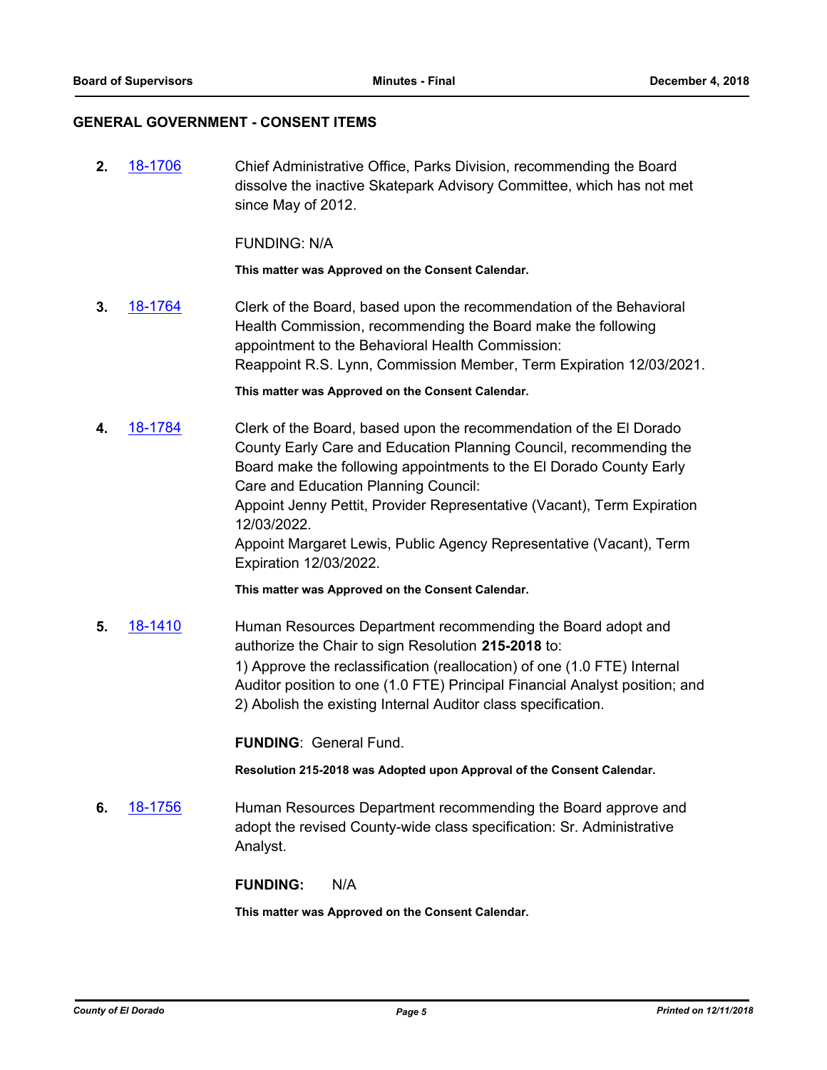## GENERAL GOVERNMENT - CONSENT ITEMS

**2.** 18-1706 Chief Administrative Office, Parks Division, recommending the Board dissolve the inactive Skatepark Advisory Committee, which has not met since May of 2012.

FUNDING: N/A

**This matter was Approved on the Consent Calendar.**

**3.** 18-1764 Clerk of the Board, based upon the recommendation of the Behavioral Health Commission, recommending the Board make the following appointment to the Behavioral Health Commission:
Reappoint R.S. Lynn, Commission Member, Term Expiration 12/03/2021.

**This matter was Approved on the Consent Calendar.**

**4.** 18-1784 Clerk of the Board, based upon the recommendation of the El Dorado County Early Care and Education Planning Council, recommending the Board make the following appointments to the El Dorado County Early Care and Education Planning Council:
Appoint Jenny Pettit, Provider Representative (Vacant), Term Expiration 12/03/2022.
Appoint Margaret Lewis, Public Agency Representative (Vacant), Term Expiration 12/03/2022.

**This matter was Approved on the Consent Calendar.**

**5.** 18-1410 Human Resources Department recommending the Board adopt and authorize the Chair to sign Resolution **215-2018** to:
1) Approve the reclassification (reallocation) of one (1.0 FTE) Internal Auditor position to one (1.0 FTE) Principal Financial Analyst position; and
2) Abolish the existing Internal Auditor class specification.

**FUNDING**: General Fund.

**Resolution 215-2018 was Adopted upon Approval of the Consent Calendar.**

**6.** 18-1756 Human Resources Department recommending the Board approve and adopt the revised County-wide class specification: Sr. Administrative Analyst.

**FUNDING:** N/A

**This matter was Approved on the Consent Calendar.**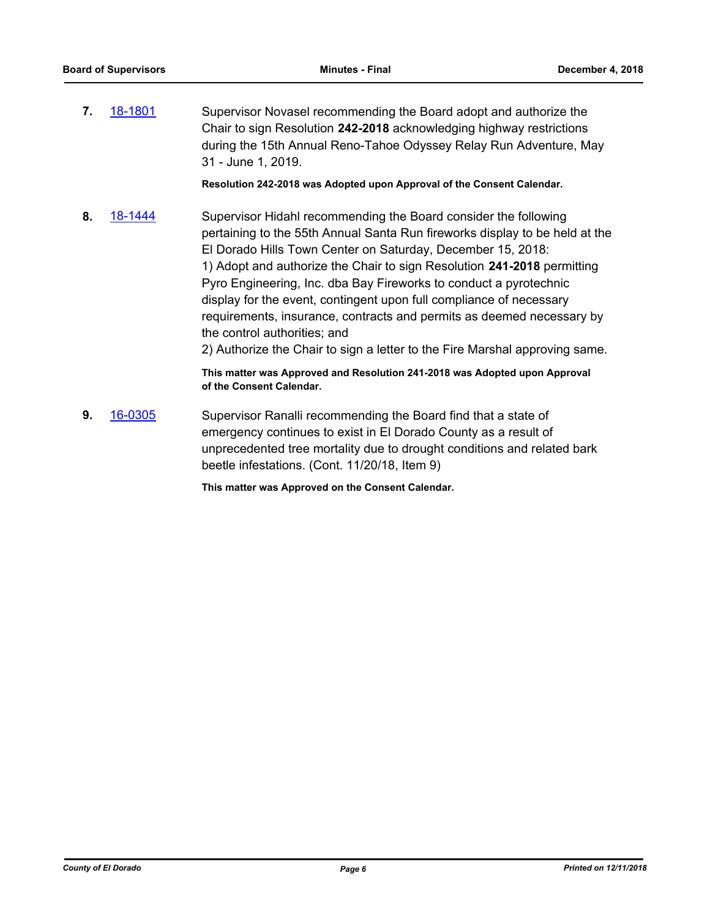**7.** 18-1801

Supervisor Novasel recommending the Board adopt and authorize the Chair to sign Resolution **242-2018** acknowledging highway restrictions during the 15th Annual Reno-Tahoe Odyssey Relay Run Adventure, May 31 - June 1, 2019.

**Resolution 242-2018 was Adopted upon Approval of the Consent Calendar.**

**8.** 18-1444

Supervisor Hidahl recommending the Board consider the following pertaining to the 55th Annual Santa Run fireworks display to be held at the El Dorado Hills Town Center on Saturday, December 15, 2018:

1) Adopt and authorize the Chair to sign Resolution **241-2018** permitting Pyro Engineering, Inc. dba Bay Fireworks to conduct a pyrotechnic display for the event, contingent upon full compliance of necessary requirements, insurance, contracts and permits as deemed necessary by the control authorities; and

2) Authorize the Chair to sign a letter to the Fire Marshal approving same.

**This matter was Approved and Resolution 241-2018 was Adopted upon Approval of the Consent Calendar.**

**9.** 16-0305

Supervisor Ranalli recommending the Board find that a state of emergency continues to exist in El Dorado County as a result of unprecedented tree mortality due to drought conditions and related bark beetle infestations. (Cont. 11/20/18, Item 9)

**This matter was Approved on the Consent Calendar.**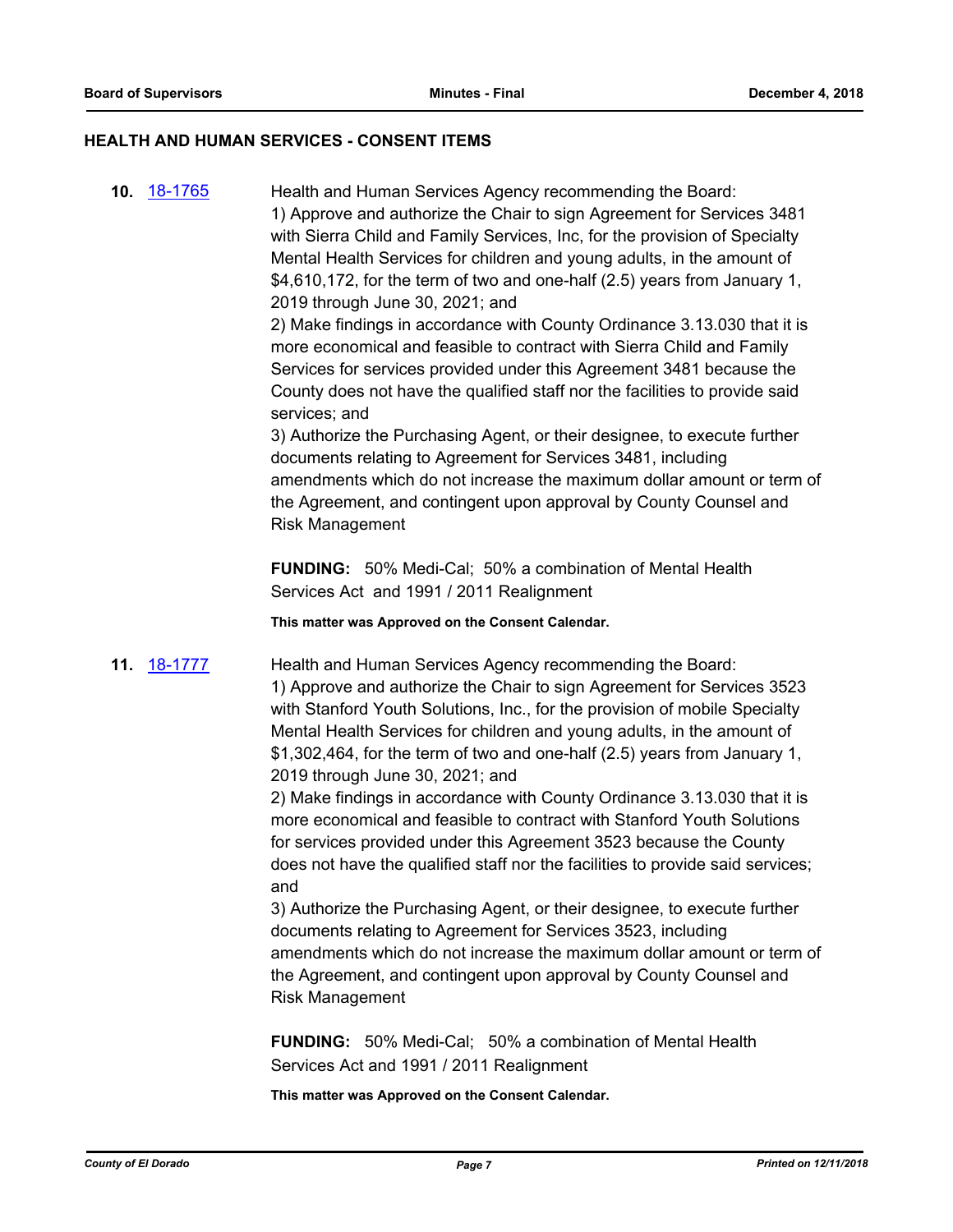## HEALTH AND HUMAN SERVICES - CONSENT ITEMS

**10.** 18-1765 Health and Human Services Agency recommending the Board:
1) Approve and authorize the Chair to sign Agreement for Services 3481 with Sierra Child and Family Services, Inc, for the provision of Specialty Mental Health Services for children and young adults, in the amount of $4,610,172, for the term of two and one-half (2.5) years from January 1, 2019 through June 30, 2021; and
2) Make findings in accordance with County Ordinance 3.13.030 that it is more economical and feasible to contract with Sierra Child and Family Services for services provided under this Agreement 3481 because the County does not have the qualified staff nor the facilities to provide said services; and
3) Authorize the Purchasing Agent, or their designee, to execute further documents relating to Agreement for Services 3481, including amendments which do not increase the maximum dollar amount or term of the Agreement, and contingent upon approval by County Counsel and Risk Management

**FUNDING:** 50% Medi-Cal; 50% a combination of Mental Health Services Act and 1991 / 2011 Realignment

**This matter was Approved on the Consent Calendar.**

**11.** 18-1777 Health and Human Services Agency recommending the Board:
1) Approve and authorize the Chair to sign Agreement for Services 3523 with Stanford Youth Solutions, Inc., for the provision of mobile Specialty Mental Health Services for children and young adults, in the amount of $1,302,464, for the term of two and one-half (2.5) years from January 1, 2019 through June 30, 2021; and
2) Make findings in accordance with County Ordinance 3.13.030 that it is more economical and feasible to contract with Stanford Youth Solutions for services provided under this Agreement 3523 because the County does not have the qualified staff nor the facilities to provide said services; and
3) Authorize the Purchasing Agent, or their designee, to execute further documents relating to Agreement for Services 3523, including amendments which do not increase the maximum dollar amount or term of the Agreement, and contingent upon approval by County Counsel and Risk Management

**FUNDING:** 50% Medi-Cal; 50% a combination of Mental Health Services Act and 1991 / 2011 Realignment

**This matter was Approved on the Consent Calendar.**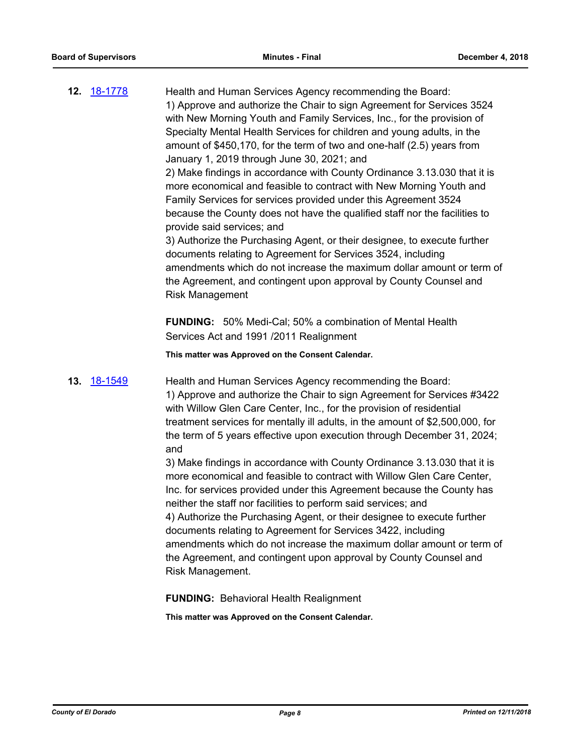**12.** [18-1778](18-1778)

Health and Human Services Agency recommending the Board:
1) Approve and authorize the Chair to sign Agreement for Services 3524 with New Morning Youth and Family Services, Inc., for the provision of Specialty Mental Health Services for children and young adults, in the amount of $450,170, for the term of two and one-half (2.5) years from January 1, 2019 through June 30, 2021; and
2) Make findings in accordance with County Ordinance 3.13.030 that it is more economical and feasible to contract with New Morning Youth and Family Services for services provided under this Agreement 3524 because the County does not have the qualified staff nor the facilities to provide said services; and
3) Authorize the Purchasing Agent, or their designee, to execute further documents relating to Agreement for Services 3524, including amendments which do not increase the maximum dollar amount or term of the Agreement, and contingent upon approval by County Counsel and Risk Management

**FUNDING:** 50% Medi-Cal; 50% a combination of Mental Health Services Act and 1991 /2011 Realignment

**This matter was Approved on the Consent Calendar.**

**13.** [18-1549](18-1549)

Health and Human Services Agency recommending the Board:
1) Approve and authorize the Chair to sign Agreement for Services #3422 with Willow Glen Care Center, Inc., for the provision of residential treatment services for mentally ill adults, in the amount of $2,500,000, for the term of 5 years effective upon execution through December 31, 2024; and
3) Make findings in accordance with County Ordinance 3.13.030 that it is more economical and feasible to contract with Willow Glen Care Center, Inc. for services provided under this Agreement because the County has neither the staff nor facilities to perform said services; and
4) Authorize the Purchasing Agent, or their designee to execute further documents relating to Agreement for Services 3422, including amendments which do not increase the maximum dollar amount or term of the Agreement, and contingent upon approval by County Counsel and Risk Management.

**FUNDING:** Behavioral Health Realignment

**This matter was Approved on the Consent Calendar.**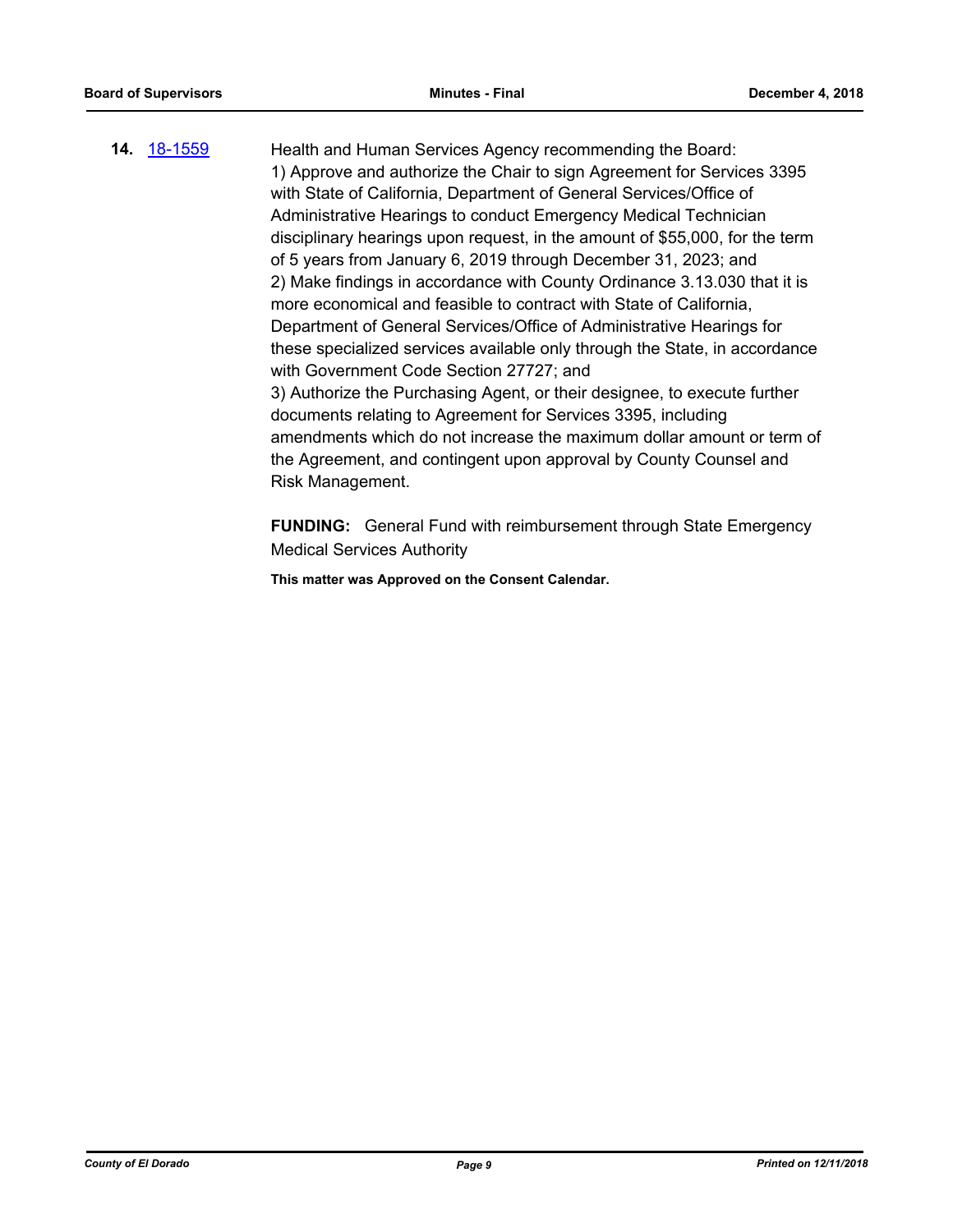**14.** [18-1559](18-1559)

Health and Human Services Agency recommending the Board:
1) Approve and authorize the Chair to sign Agreement for Services 3395 with State of California, Department of General Services/Office of Administrative Hearings to conduct Emergency Medical Technician disciplinary hearings upon request, in the amount of $55,000, for the term of 5 years from January 6, 2019 through December 31, 2023; and
2) Make findings in accordance with County Ordinance 3.13.030 that it is more economical and feasible to contract with State of California, Department of General Services/Office of Administrative Hearings for these specialized services available only through the State, in accordance with Government Code Section 27727; and
3) Authorize the Purchasing Agent, or their designee, to execute further documents relating to Agreement for Services 3395, including amendments which do not increase the maximum dollar amount or term of the Agreement, and contingent upon approval by County Counsel and Risk Management.

**FUNDING:** General Fund with reimbursement through State Emergency Medical Services Authority

**This matter was Approved on the Consent Calendar.**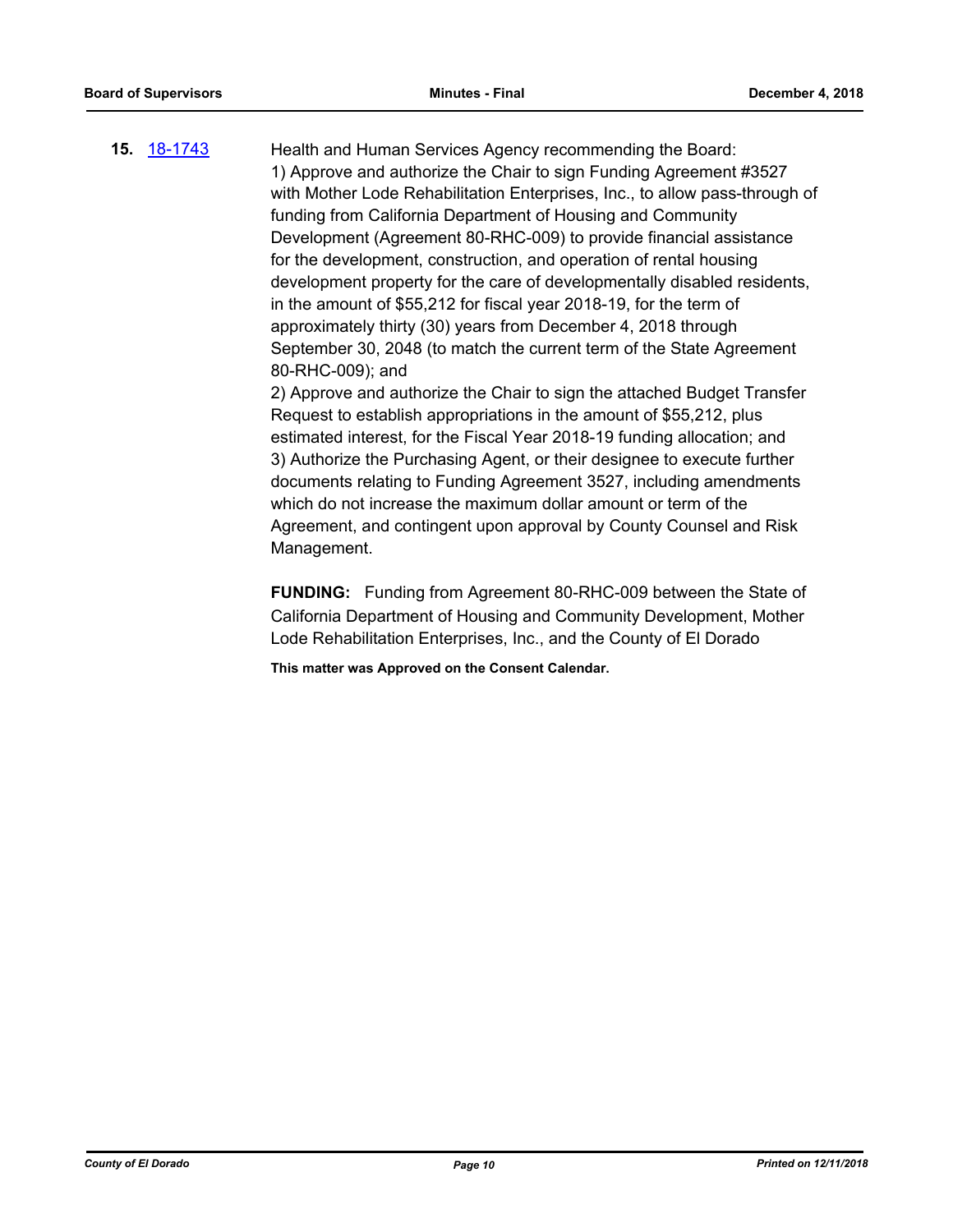**15.** [18-1743](18-1743)

Health and Human Services Agency recommending the Board:
1) Approve and authorize the Chair to sign Funding Agreement #3527 with Mother Lode Rehabilitation Enterprises, Inc., to allow pass-through of funding from California Department of Housing and Community Development (Agreement 80-RHC-009) to provide financial assistance for the development, construction, and operation of rental housing development property for the care of developmentally disabled residents, in the amount of $55,212 for fiscal year 2018-19, for the term of approximately thirty (30) years from December 4, 2018 through September 30, 2048 (to match the current term of the State Agreement 80-RHC-009); and
2) Approve and authorize the Chair to sign the attached Budget Transfer Request to establish appropriations in the amount of $55,212, plus estimated interest, for the Fiscal Year 2018-19 funding allocation; and
3) Authorize the Purchasing Agent, or their designee to execute further documents relating to Funding Agreement 3527, including amendments which do not increase the maximum dollar amount or term of the Agreement, and contingent upon approval by County Counsel and Risk Management.

**FUNDING:** Funding from Agreement 80-RHC-009 between the State of California Department of Housing and Community Development, Mother Lode Rehabilitation Enterprises, Inc., and the County of El Dorado

**This matter was Approved on the Consent Calendar.**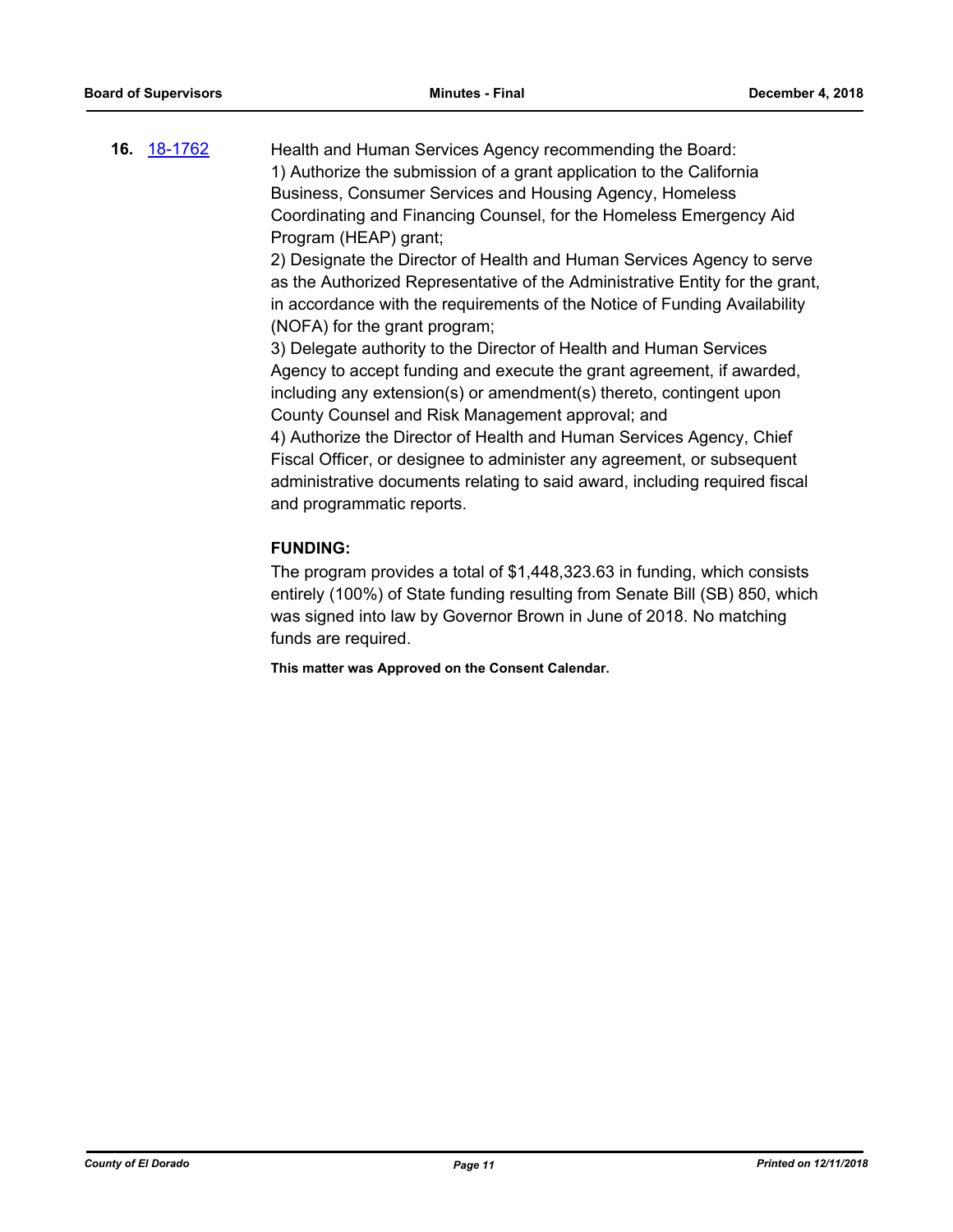**16.** [18-1762](18-1762)

Health and Human Services Agency recommending the Board:
1) Authorize the submission of a grant application to the California Business, Consumer Services and Housing Agency, Homeless Coordinating and Financing Counsel, for the Homeless Emergency Aid Program (HEAP) grant;
2) Designate the Director of Health and Human Services Agency to serve as the Authorized Representative of the Administrative Entity for the grant, in accordance with the requirements of the Notice of Funding Availability (NOFA) for the grant program;
3) Delegate authority to the Director of Health and Human Services Agency to accept funding and execute the grant agreement, if awarded, including any extension(s) or amendment(s) thereto, contingent upon County Counsel and Risk Management approval; and
4) Authorize the Director of Health and Human Services Agency, Chief Fiscal Officer, or designee to administer any agreement, or subsequent administrative documents relating to said award, including required fiscal and programmatic reports.

**FUNDING:**

The program provides a total of $1,448,323.63 in funding, which consists entirely (100%) of State funding resulting from Senate Bill (SB) 850, which was signed into law by Governor Brown in June of 2018. No matching funds are required.

**This matter was Approved on the Consent Calendar.**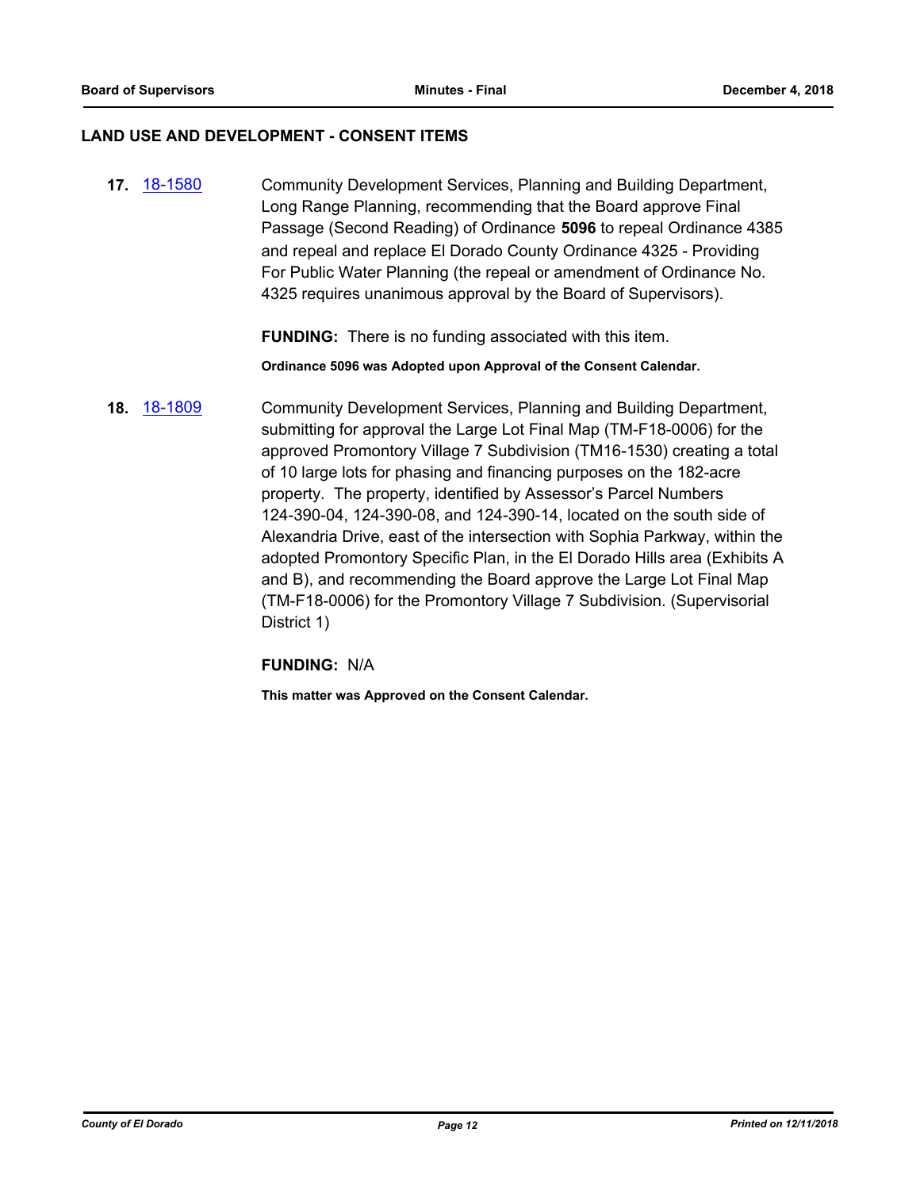## LAND USE AND DEVELOPMENT - CONSENT ITEMS

**17.** [18-1580](18-1580) Community Development Services, Planning and Building Department, Long Range Planning, recommending that the Board approve Final Passage (Second Reading) of Ordinance **5096** to repeal Ordinance 4385 and repeal and replace El Dorado County Ordinance 4325 - Providing For Public Water Planning (the repeal or amendment of Ordinance No. 4325 requires unanimous approval by the Board of Supervisors).

**FUNDING:** There is no funding associated with this item.

**Ordinance 5096 was Adopted upon Approval of the Consent Calendar.**

**18.** [18-1809](18-1809) Community Development Services, Planning and Building Department, submitting for approval the Large Lot Final Map (TM-F18-0006) for the approved Promontory Village 7 Subdivision (TM16-1530) creating a total of 10 large lots for phasing and financing purposes on the 182-acre property. The property, identified by Assessor's Parcel Numbers 124-390-04, 124-390-08, and 124-390-14, located on the south side of Alexandria Drive, east of the intersection with Sophia Parkway, within the adopted Promontory Specific Plan, in the El Dorado Hills area (Exhibits A and B), and recommending the Board approve the Large Lot Final Map (TM-F18-0006) for the Promontory Village 7 Subdivision. (Supervisorial District 1)

**FUNDING:** N/A

**This matter was Approved on the Consent Calendar.**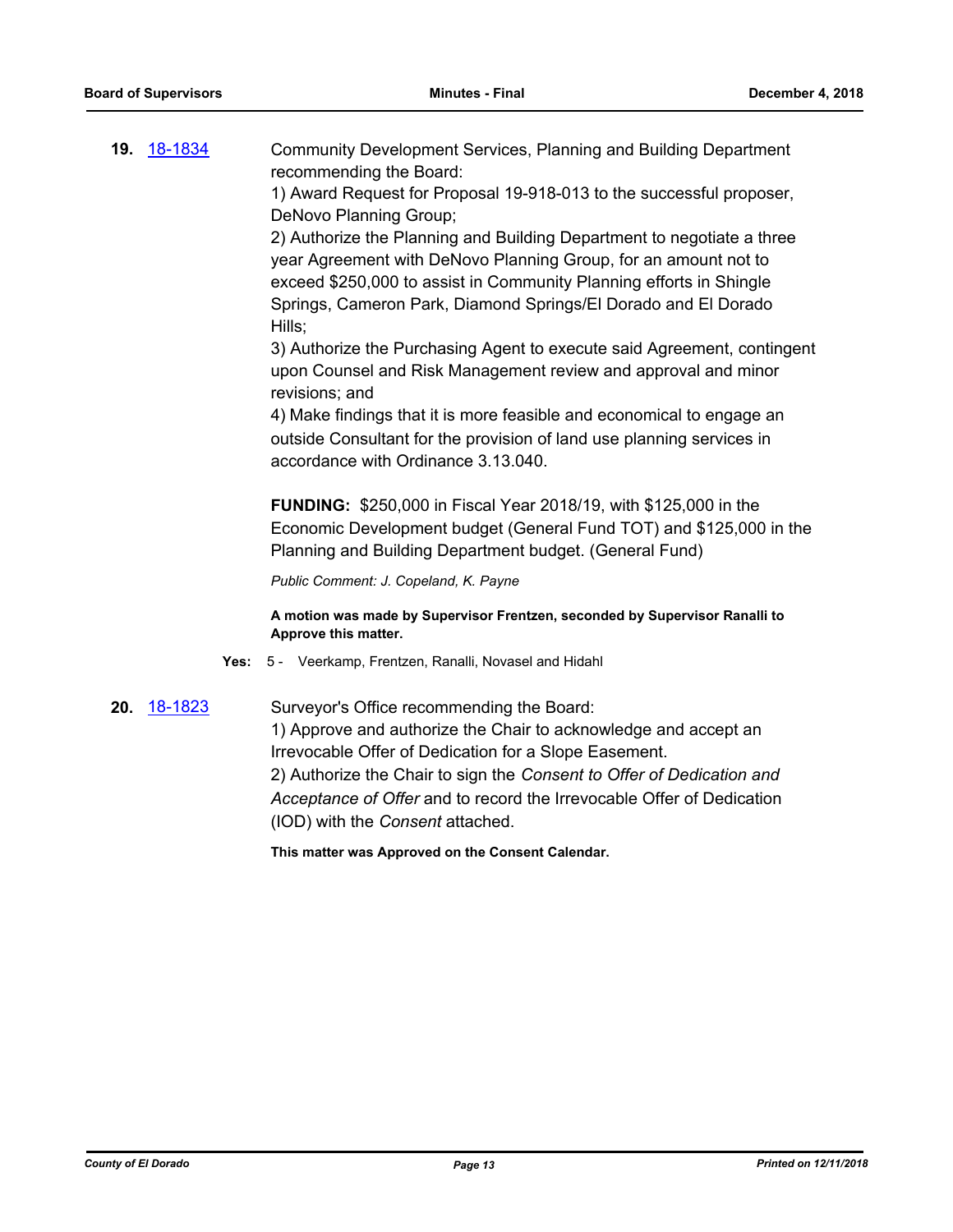**19.** 18-1834

Community Development Services, Planning and Building Department recommending the Board:

1) Award Request for Proposal 19-918-013 to the successful proposer, DeNovo Planning Group;

2) Authorize the Planning and Building Department to negotiate a three year Agreement with DeNovo Planning Group, for an amount not to exceed $250,000 to assist in Community Planning efforts in Shingle Springs, Cameron Park, Diamond Springs/El Dorado and El Dorado Hills;

3) Authorize the Purchasing Agent to execute said Agreement, contingent upon Counsel and Risk Management review and approval and minor revisions; and

4) Make findings that it is more feasible and economical to engage an outside Consultant for the provision of land use planning services in accordance with Ordinance 3.13.040.

**FUNDING:** $250,000 in Fiscal Year 2018/19, with $125,000 in the Economic Development budget (General Fund TOT) and $125,000 in the Planning and Building Department budget. (General Fund)

*Public Comment: J. Copeland, K. Payne*

**A motion was made by Supervisor Frentzen, seconded by Supervisor Ranalli to Approve this matter.**

**Yes:** 5 - Veerkamp, Frentzen, Ranalli, Novasel and Hidahl

**20.** 18-1823

Surveyor's Office recommending the Board:

1) Approve and authorize the Chair to acknowledge and accept an Irrevocable Offer of Dedication for a Slope Easement.

2) Authorize the Chair to sign the *Consent to Offer of Dedication and Acceptance of Offer* and to record the Irrevocable Offer of Dedication (IOD) with the *Consent* attached.

**This matter was Approved on the Consent Calendar.**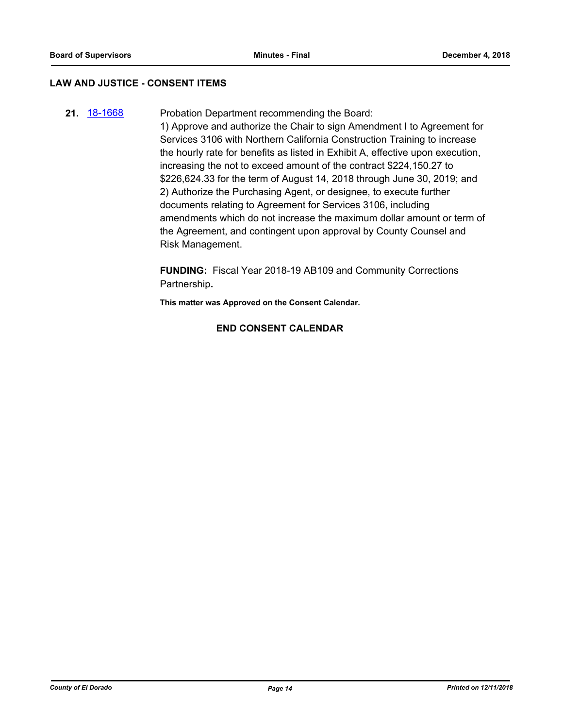## LAW AND JUSTICE - CONSENT ITEMS

**21.** 18-1668 Probation Department recommending the Board:

1) Approve and authorize the Chair to sign Amendment I to Agreement for Services 3106 with Northern California Construction Training to increase the hourly rate for benefits as listed in Exhibit A, effective upon execution, increasing the not to exceed amount of the contract $224,150.27 to $226,624.33 for the term of August 14, 2018 through June 30, 2019; and

2) Authorize the Purchasing Agent, or designee, to execute further documents relating to Agreement for Services 3106, including amendments which do not increase the maximum dollar amount or term of the Agreement, and contingent upon approval by County Counsel and Risk Management.

**FUNDING:** Fiscal Year 2018-19 AB109 and Community Corrections Partnership**.**

**This matter was Approved on the Consent Calendar.**

**END CONSENT CALENDAR**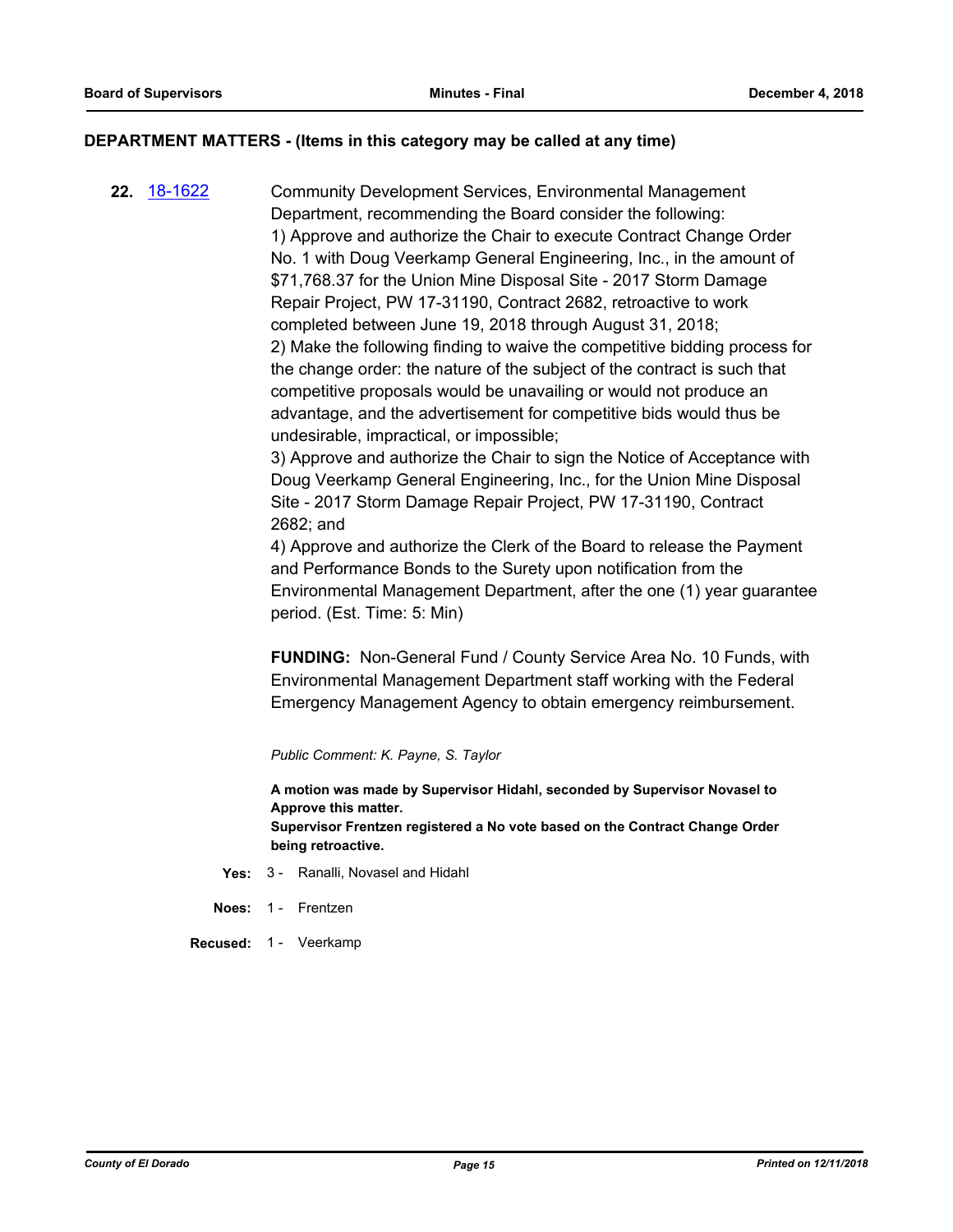## DEPARTMENT MATTERS - (Items in this category may be called at any time)

**22.** 18-1622

Community Development Services, Environmental Management Department, recommending the Board consider the following:
1) Approve and authorize the Chair to execute Contract Change Order No. 1 with Doug Veerkamp General Engineering, Inc., in the amount of $71,768.37 for the Union Mine Disposal Site - 2017 Storm Damage Repair Project, PW 17-31190, Contract 2682, retroactive to work completed between June 19, 2018 through August 31, 2018;
2) Make the following finding to waive the competitive bidding process for the change order: the nature of the subject of the contract is such that competitive proposals would be unavailing or would not produce an advantage, and the advertisement for competitive bids would thus be undesirable, impractical, or impossible;
3) Approve and authorize the Chair to sign the Notice of Acceptance with Doug Veerkamp General Engineering, Inc., for the Union Mine Disposal Site - 2017 Storm Damage Repair Project, PW 17-31190, Contract 2682; and
4) Approve and authorize the Clerk of the Board to release the Payment and Performance Bonds to the Surety upon notification from the Environmental Management Department, after the one (1) year guarantee period. (Est. Time: 5: Min)

**FUNDING:** Non-General Fund / County Service Area No. 10 Funds, with Environmental Management Department staff working with the Federal Emergency Management Agency to obtain emergency reimbursement.

*Public Comment: K. Payne, S. Taylor*

**A motion was made by Supervisor Hidahl, seconded by Supervisor Novasel to Approve this matter.**
**Supervisor Frentzen registered a No vote based on the Contract Change Order being retroactive.**

**Yes:** 3 - Ranalli, Novasel and Hidahl

**Noes:** 1 - Frentzen

**Recused:** 1 - Veerkamp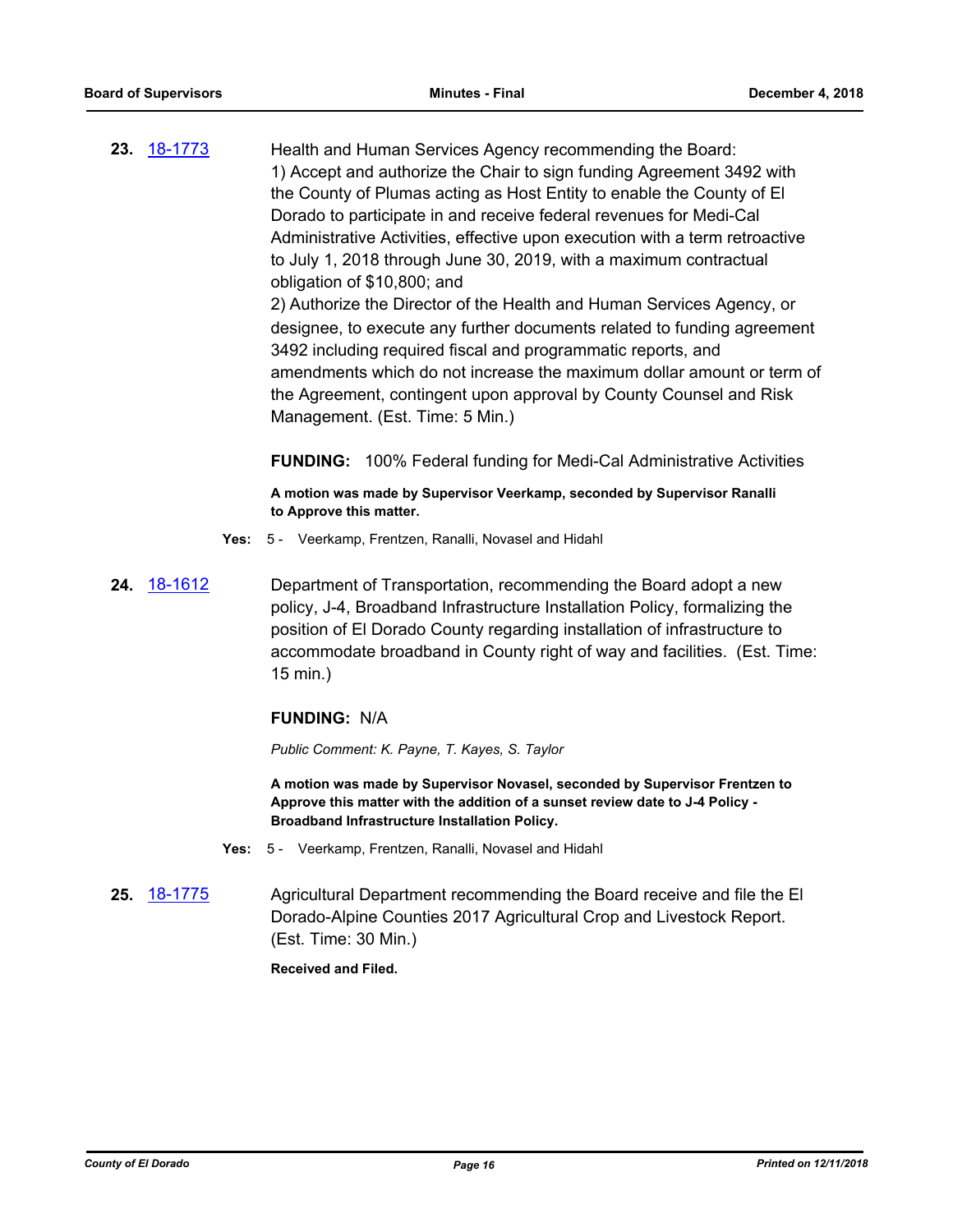**23.** 18-1773 Health and Human Services Agency recommending the Board:

1) Accept and authorize the Chair to sign funding Agreement 3492 with the County of Plumas acting as Host Entity to enable the County of El Dorado to participate in and receive federal revenues for Medi-Cal Administrative Activities, effective upon execution with a term retroactive to July 1, 2018 through June 30, 2019, with a maximum contractual obligation of $10,800; and

2) Authorize the Director of the Health and Human Services Agency, or designee, to execute any further documents related to funding agreement 3492 including required fiscal and programmatic reports, and amendments which do not increase the maximum dollar amount or term of the Agreement, contingent upon approval by County Counsel and Risk Management. (Est. Time: 5 Min.)

**FUNDING:** 100% Federal funding for Medi-Cal Administrative Activities

**A motion was made by Supervisor Veerkamp, seconded by Supervisor Ranalli to Approve this matter.**

**Yes:** 5 - Veerkamp, Frentzen, Ranalli, Novasel and Hidahl

**24.** 18-1612 Department of Transportation, recommending the Board adopt a new policy, J-4, Broadband Infrastructure Installation Policy, formalizing the position of El Dorado County regarding installation of infrastructure to accommodate broadband in County right of way and facilities. (Est. Time: 15 min.)

**FUNDING:** N/A

*Public Comment: K. Payne, T. Kayes, S. Taylor*

**A motion was made by Supervisor Novasel, seconded by Supervisor Frentzen to Approve this matter with the addition of a sunset review date to J-4 Policy - Broadband Infrastructure Installation Policy.**

**Yes:** 5 - Veerkamp, Frentzen, Ranalli, Novasel and Hidahl

**25.** 18-1775 Agricultural Department recommending the Board receive and file the El Dorado-Alpine Counties 2017 Agricultural Crop and Livestock Report. (Est. Time: 30 Min.)

**Received and Filed.**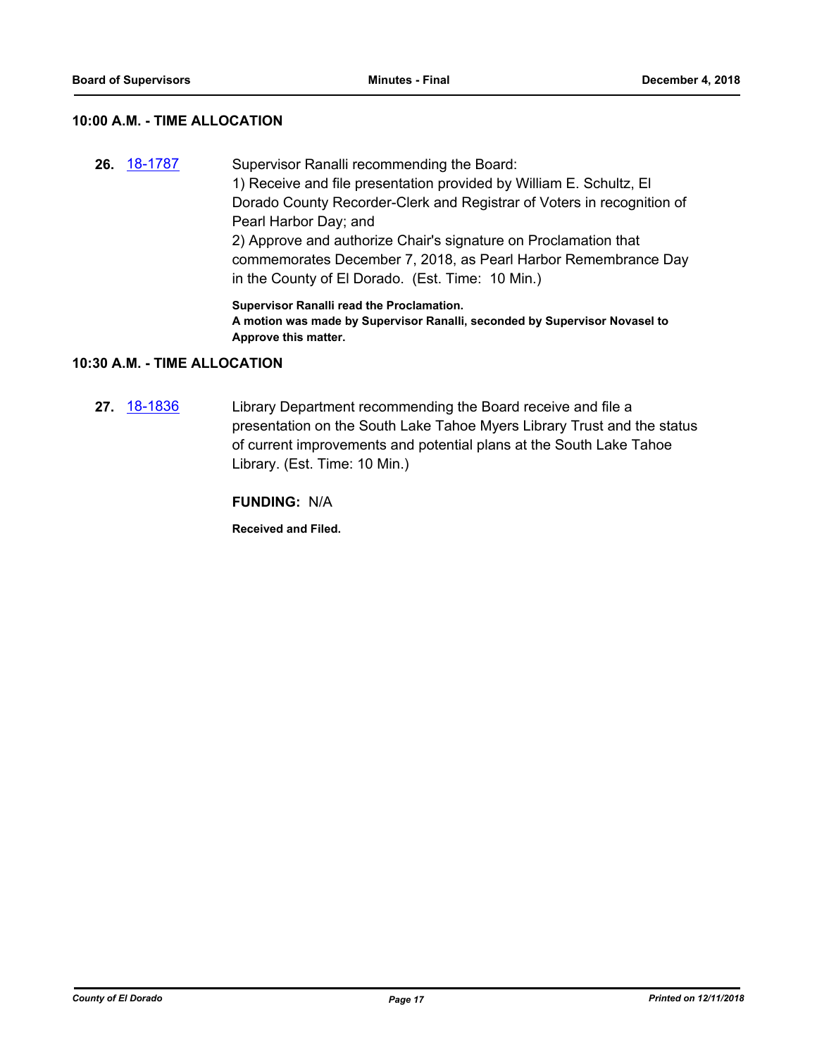## 10:00 A.M. - TIME ALLOCATION

**26.** 18-1787 Supervisor Ranalli recommending the Board:
1) Receive and file presentation provided by William E. Schultz, El Dorado County Recorder-Clerk and Registrar of Voters in recognition of Pearl Harbor Day; and
2) Approve and authorize Chair's signature on Proclamation that commemorates December 7, 2018, as Pearl Harbor Remembrance Day in the County of El Dorado. (Est. Time: 10 Min.)

**Supervisor Ranalli read the Proclamation.**
**A motion was made by Supervisor Ranalli, seconded by Supervisor Novasel to Approve this matter.**

## 10:30 A.M. - TIME ALLOCATION

**27.** 18-1836 Library Department recommending the Board receive and file a presentation on the South Lake Tahoe Myers Library Trust and the status of current improvements and potential plans at the South Lake Tahoe Library. (Est. Time: 10 Min.)

**FUNDING:** N/A

**Received and Filed.**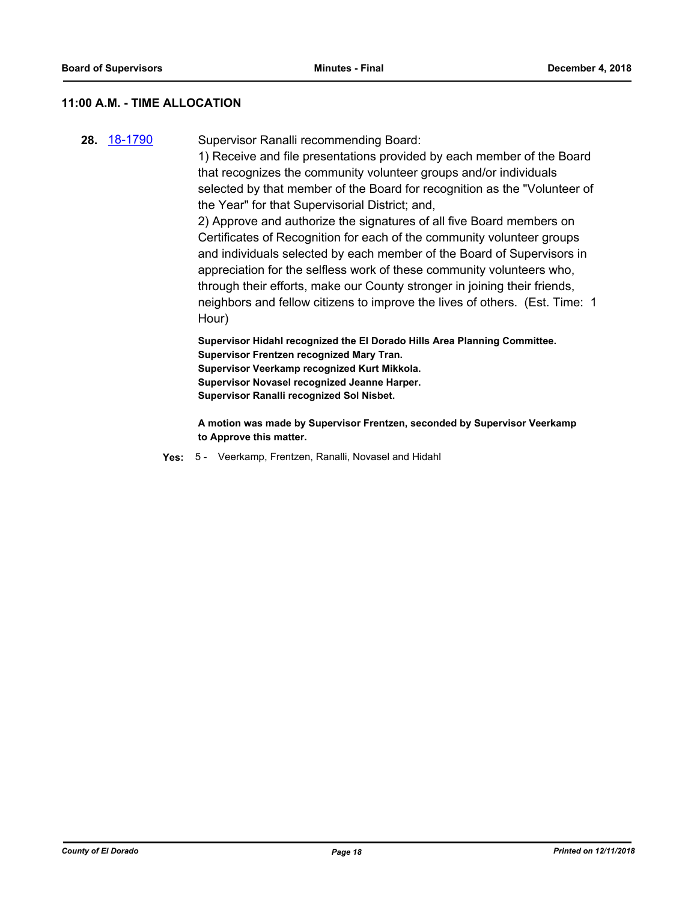## 11:00 A.M. - TIME ALLOCATION

**28.** 18-1790

Supervisor Ranalli recommending Board:

1) Receive and file presentations provided by each member of the Board that recognizes the community volunteer groups and/or individuals selected by that member of the Board for recognition as the "Volunteer of the Year" for that Supervisorial District; and,

2) Approve and authorize the signatures of all five Board members on Certificates of Recognition for each of the community volunteer groups and individuals selected by each member of the Board of Supervisors in appreciation for the selfless work of these community volunteers who, through their efforts, make our County stronger in joining their friends, neighbors and fellow citizens to improve the lives of others. (Est. Time: 1 Hour)

**Supervisor Hidahl recognized the El Dorado Hills Area Planning Committee.**
**Supervisor Frentzen recognized Mary Tran.**
**Supervisor Veerkamp recognized Kurt Mikkola.**
**Supervisor Novasel recognized Jeanne Harper.**
**Supervisor Ranalli recognized Sol Nisbet.**

**A motion was made by Supervisor Frentzen, seconded by Supervisor Veerkamp to Approve this matter.**

**Yes:** 5 - Veerkamp, Frentzen, Ranalli, Novasel and Hidahl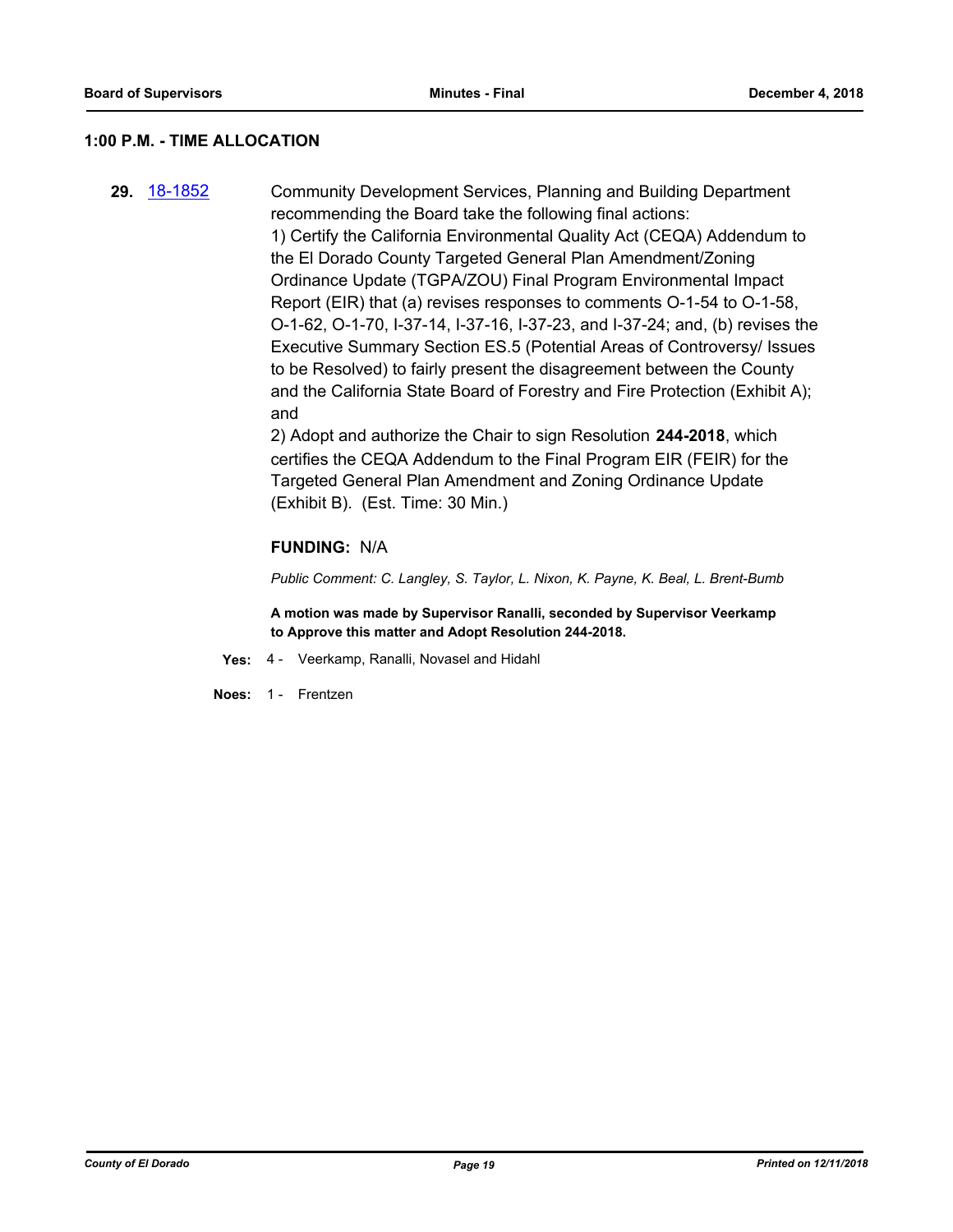## 1:00 P.M. - TIME ALLOCATION

**29.** 18-1852

Community Development Services, Planning and Building Department recommending the Board take the following final actions:

1) Certify the California Environmental Quality Act (CEQA) Addendum to the El Dorado County Targeted General Plan Amendment/Zoning Ordinance Update (TGPA/ZOU) Final Program Environmental Impact Report (EIR) that (a) revises responses to comments O-1-54 to O-1-58, O-1-62, O-1-70, I-37-14, I-37-16, I-37-23, and I-37-24; and, (b) revises the Executive Summary Section ES.5 (Potential Areas of Controversy/ Issues to be Resolved) to fairly present the disagreement between the County and the California State Board of Forestry and Fire Protection (Exhibit A); and

2) Adopt and authorize the Chair to sign Resolution **244-2018**, which certifies the CEQA Addendum to the Final Program EIR (FEIR) for the Targeted General Plan Amendment and Zoning Ordinance Update (Exhibit B). (Est. Time: 30 Min.)

**FUNDING:** N/A

*Public Comment: C. Langley, S. Taylor, L. Nixon, K. Payne, K. Beal, L. Brent-Bumb*

**A motion was made by Supervisor Ranalli, seconded by Supervisor Veerkamp to Approve this matter and Adopt Resolution 244-2018.**

**Yes:** 4 - Veerkamp, Ranalli, Novasel and Hidahl

**Noes:** 1 - Frentzen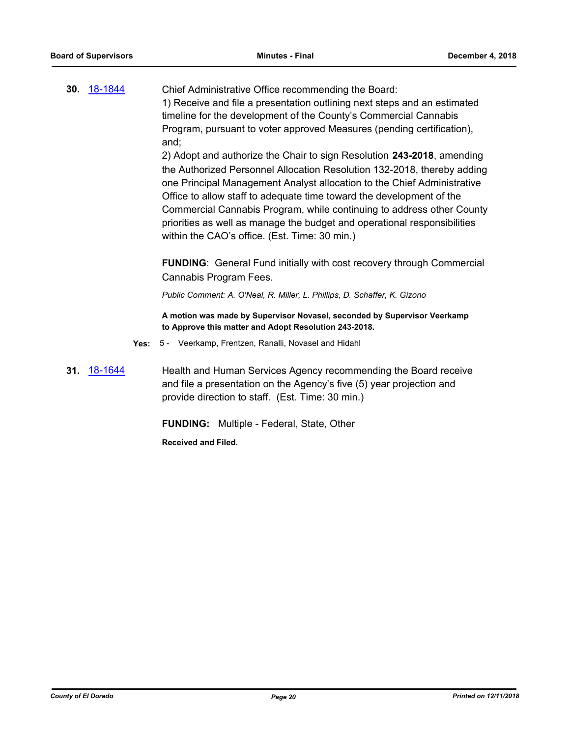**30.** 18-1844

Chief Administrative Office recommending the Board:
1) Receive and file a presentation outlining next steps and an estimated timeline for the development of the County's Commercial Cannabis Program, pursuant to voter approved Measures (pending certification), and;
2) Adopt and authorize the Chair to sign Resolution **243-2018**, amending the Authorized Personnel Allocation Resolution 132-2018, thereby adding one Principal Management Analyst allocation to the Chief Administrative Office to allow staff to adequate time toward the development of the Commercial Cannabis Program, while continuing to address other County priorities as well as manage the budget and operational responsibilities within the CAO's office. (Est. Time: 30 min.)

**FUNDING**: General Fund initially with cost recovery through Commercial Cannabis Program Fees.

*Public Comment: A. O'Neal, R. Miller, L. Phillips, D. Schaffer, K. Gizono*

**A motion was made by Supervisor Novasel, seconded by Supervisor Veerkamp to Approve this matter and Adopt Resolution 243-2018.**

**Yes:** 5 - Veerkamp, Frentzen, Ranalli, Novasel and Hidahl

**31.** 18-1644

Health and Human Services Agency recommending the Board receive and file a presentation on the Agency's five (5) year projection and provide direction to staff. (Est. Time: 30 min.)

**FUNDING:** Multiple - Federal, State, Other

**Received and Filed.**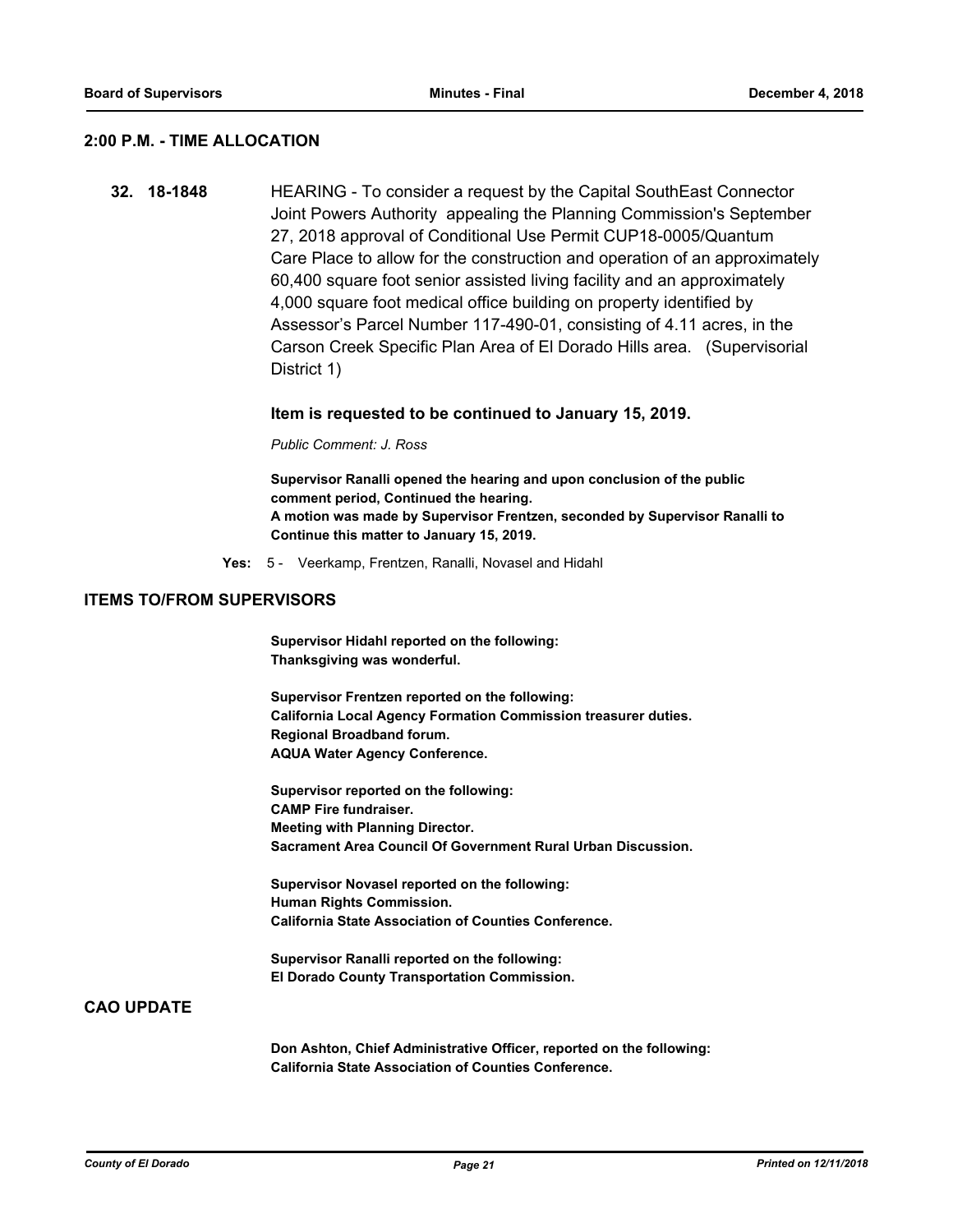## 2:00 P.M. - TIME ALLOCATION

**32. 18-1848** HEARING - To consider a request by the Capital SouthEast Connector Joint Powers Authority appealing the Planning Commission's September 27, 2018 approval of Conditional Use Permit CUP18-0005/Quantum Care Place to allow for the construction and operation of an approximately 60,400 square foot senior assisted living facility and an approximately 4,000 square foot medical office building on property identified by Assessor's Parcel Number 117-490-01, consisting of 4.11 acres, in the Carson Creek Specific Plan Area of El Dorado Hills area. (Supervisorial District 1)

**Item is requested to be continued to January 15, 2019.**

*Public Comment: J. Ross*

**Supervisor Ranalli opened the hearing and upon conclusion of the public comment period, Continued the hearing.**
**A motion was made by Supervisor Frentzen, seconded by Supervisor Ranalli to Continue this matter to January 15, 2019.**

**Yes:** 5 - Veerkamp, Frentzen, Ranalli, Novasel and Hidahl

## ITEMS TO/FROM SUPERVISORS

**Supervisor Hidahl reported on the following:**
**Thanksgiving was wonderful.**

**Supervisor Frentzen reported on the following:**
**California Local Agency Formation Commission treasurer duties.**
**Regional Broadband forum.**
**AQUA Water Agency Conference.**

**Supervisor reported on the following:**
**CAMP Fire fundraiser.**
**Meeting with Planning Director.**
**Sacrament Area Council Of Government Rural Urban Discussion.**

**Supervisor Novasel reported on the following:**
**Human Rights Commission.**
**California State Association of Counties Conference.**

**Supervisor Ranalli reported on the following:**
**El Dorado County Transportation Commission.**

## CAO UPDATE

**Don Ashton, Chief Administrative Officer, reported on the following:**
**California State Association of Counties Conference.**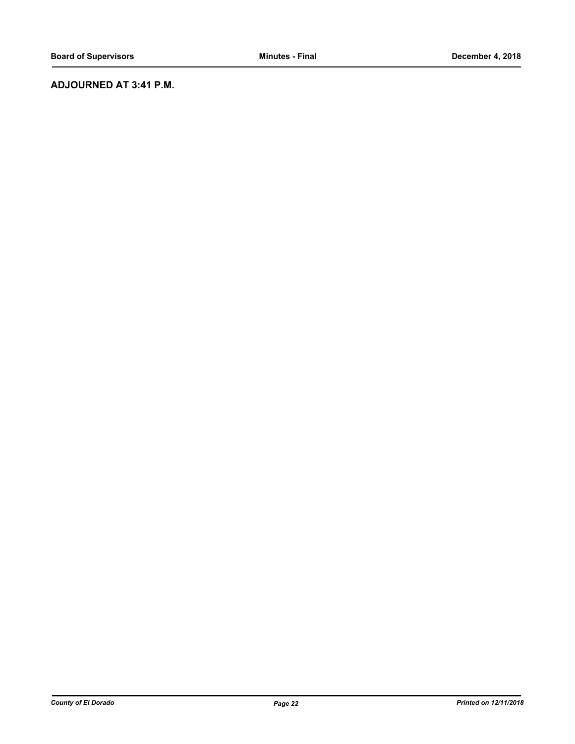**ADJOURNED AT 3:41 P.M.**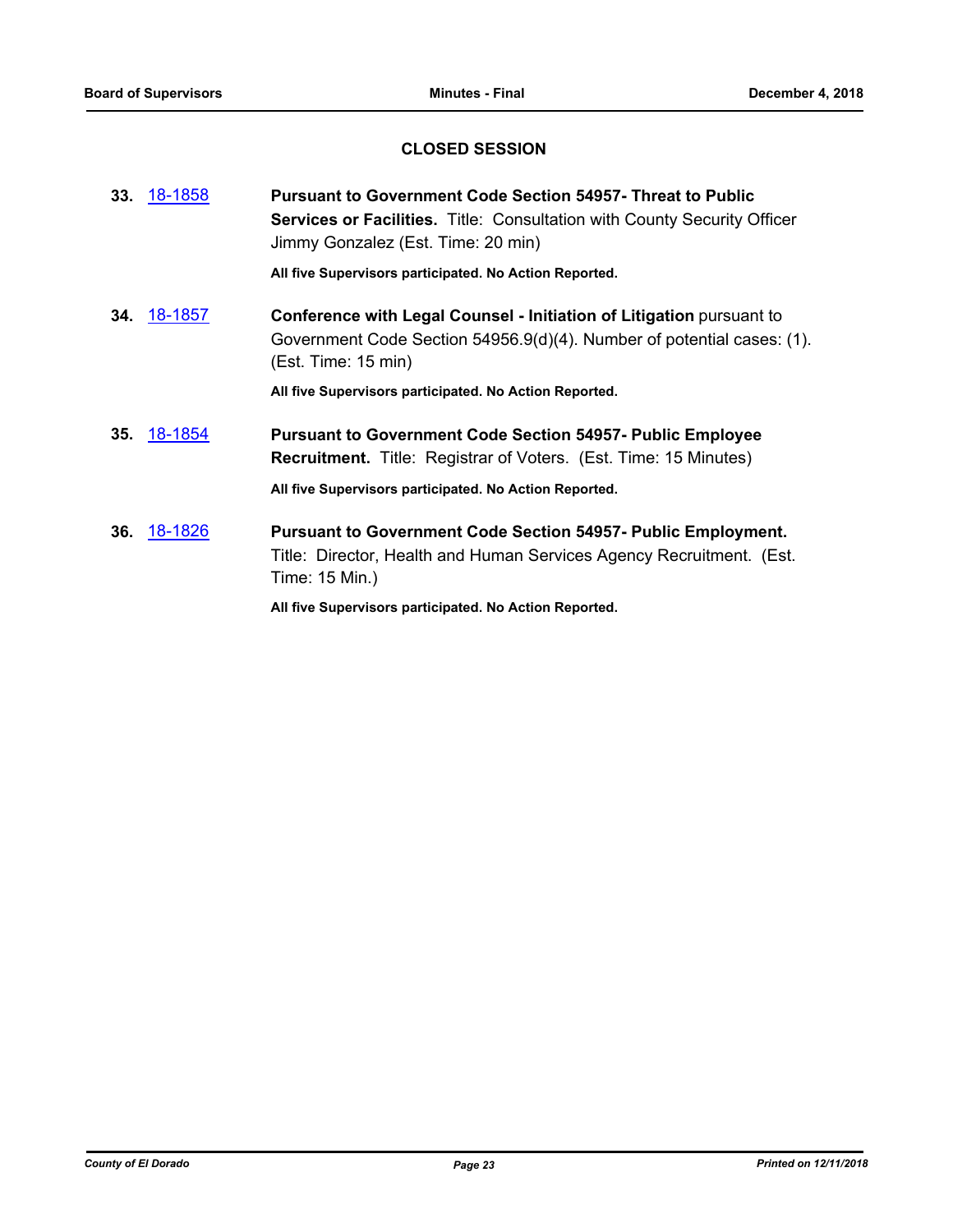## CLOSED SESSION

**33.** 18-1858 **Pursuant to Government Code Section 54957- Threat to Public Services or Facilities.** Title: Consultation with County Security Officer Jimmy Gonzalez (Est. Time: 20 min)

**All five Supervisors participated. No Action Reported.**

**34.** 18-1857 **Conference with Legal Counsel - Initiation of Litigation** pursuant to Government Code Section 54956.9(d)(4). Number of potential cases: (1). (Est. Time: 15 min)

**All five Supervisors participated. No Action Reported.**

**35.** 18-1854 **Pursuant to Government Code Section 54957- Public Employee Recruitment.** Title: Registrar of Voters. (Est. Time: 15 Minutes)

**All five Supervisors participated. No Action Reported.**

**36.** 18-1826 **Pursuant to Government Code Section 54957- Public Employment.** Title: Director, Health and Human Services Agency Recruitment. (Est. Time: 15 Min.)

**All five Supervisors participated. No Action Reported.**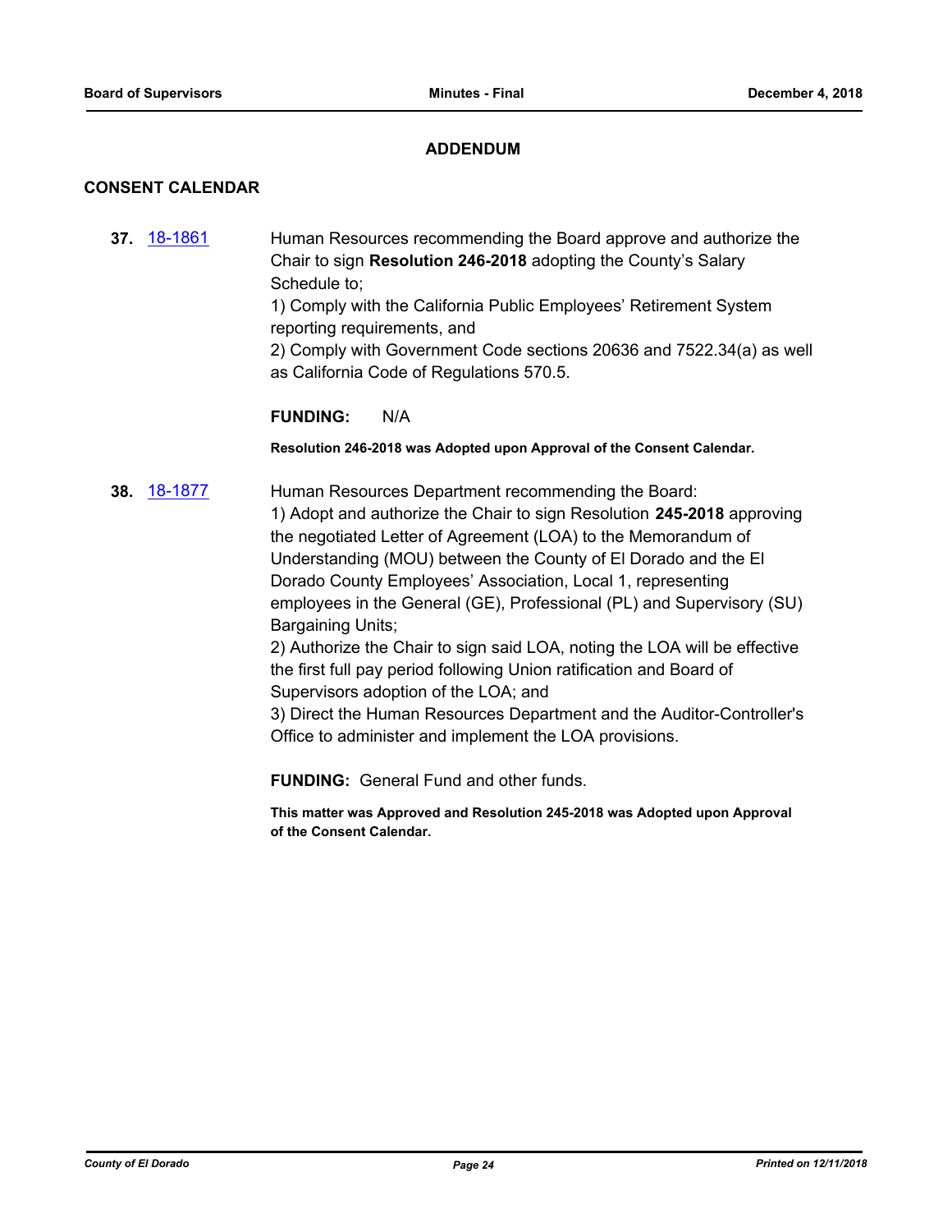## ADDENDUM

### CONSENT CALENDAR

**37.** 18-1861 Human Resources recommending the Board approve and authorize the Chair to sign **Resolution 246-2018** adopting the County's Salary Schedule to;

1) Comply with the California Public Employees' Retirement System reporting requirements, and
2) Comply with Government Code sections 20636 and 7522.34(a) as well as California Code of Regulations 570.5.

**FUNDING:** N/A

**Resolution 246-2018 was Adopted upon Approval of the Consent Calendar.**

**38.** 18-1877 Human Resources Department recommending the Board:

1) Adopt and authorize the Chair to sign Resolution **245-2018** approving the negotiated Letter of Agreement (LOA) to the Memorandum of Understanding (MOU) between the County of El Dorado and the El Dorado County Employees' Association, Local 1, representing employees in the General (GE), Professional (PL) and Supervisory (SU) Bargaining Units;
2) Authorize the Chair to sign said LOA, noting the LOA will be effective the first full pay period following Union ratification and Board of Supervisors adoption of the LOA; and
3) Direct the Human Resources Department and the Auditor-Controller's Office to administer and implement the LOA provisions.

**FUNDING:** General Fund and other funds.

**This matter was Approved and Resolution 245-2018 was Adopted upon Approval of the Consent Calendar.**